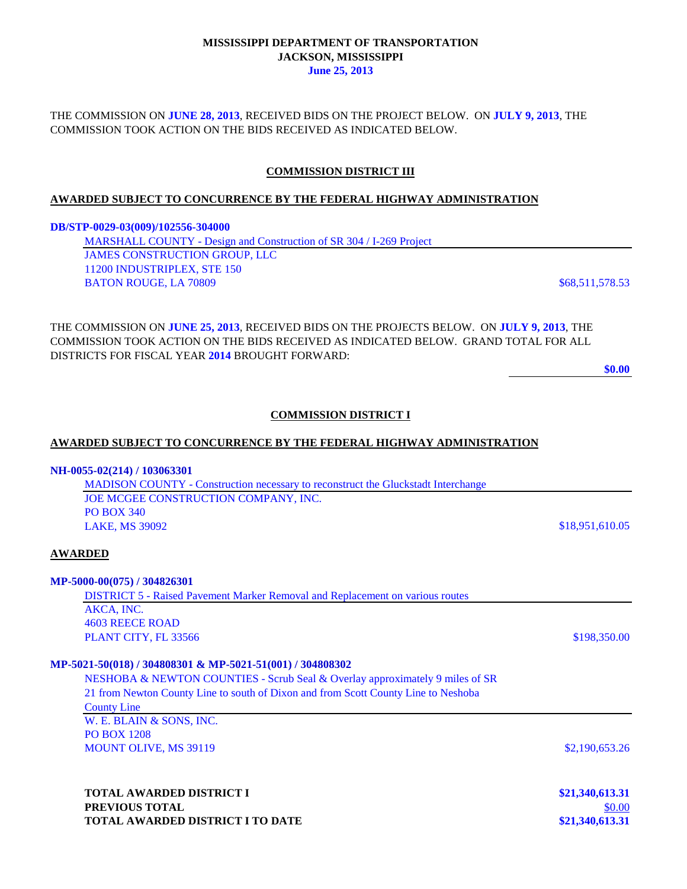**MISSISSIPPI DEPARTMENT OF TRANSPORTATION**
**JACKSON, MISSISSIPPI**
**June 25, 2013**

THE COMMISSION ON **JUNE 28, 2013**, RECEIVED BIDS ON THE PROJECT BELOW. ON **JULY 9, 2013**, THE COMMISSION TOOK ACTION ON THE BIDS RECEIVED AS INDICATED BELOW.

## COMMISSION DISTRICT III

### AWARDED SUBJECT TO CONCURRENCE BY THE FEDERAL HIGHWAY ADMINISTRATION

**DB/STP-0029-03(009)/102556-304000**

MARSHALL COUNTY - Design and Construction of SR 304 / I-269 Project
JAMES CONSTRUCTION GROUP, LLC
11200 INDUSTRIPLEX, STE 150
BATON ROUGE, LA 70809 — $68,511,578.53

THE COMMISSION ON **JUNE 25, 2013**, RECEIVED BIDS ON THE PROJECTS BELOW. ON **JULY 9, 2013**, THE COMMISSION TOOK ACTION ON THE BIDS RECEIVED AS INDICATED BELOW. GRAND TOTAL FOR ALL DISTRICTS FOR FISCAL YEAR **2014** BROUGHT FORWARD:

**$0.00**

## COMMISSION DISTRICT I

### AWARDED SUBJECT TO CONCURRENCE BY THE FEDERAL HIGHWAY ADMINISTRATION

**NH-0055-02(214) / 103063301**

MADISON COUNTY - Construction necessary to reconstruct the Gluckstadt Interchange
JOE MCGEE CONSTRUCTION COMPANY, INC.
PO BOX 340
LAKE, MS 39092 — $18,951,610.05

### AWARDED

**MP-5000-00(075) / 304826301**

DISTRICT 5 - Raised Pavement Marker Removal and Replacement on various routes
AKCA, INC.
4603 REECE ROAD
PLANT CITY, FL 33566 — $198,350.00

**MP-5021-50(018) / 304808301 & MP-5021-51(001) / 304808302**

NESHOBA & NEWTON COUNTIES - Scrub Seal & Overlay approximately 9 miles of SR 21 from Newton County Line to south of Dixon and from Scott County Line to Neshoba County Line
W. E. BLAIN & SONS, INC.
PO BOX 1208
MOUNT OLIVE, MS 39119 — $2,190,653.26

| | |
|---|---|
| **TOTAL AWARDED DISTRICT I** | **$21,340,613.31** |
| **PREVIOUS TOTAL** | $0.00 |
| **TOTAL AWARDED DISTRICT I TO DATE** | **$21,340,613.31** |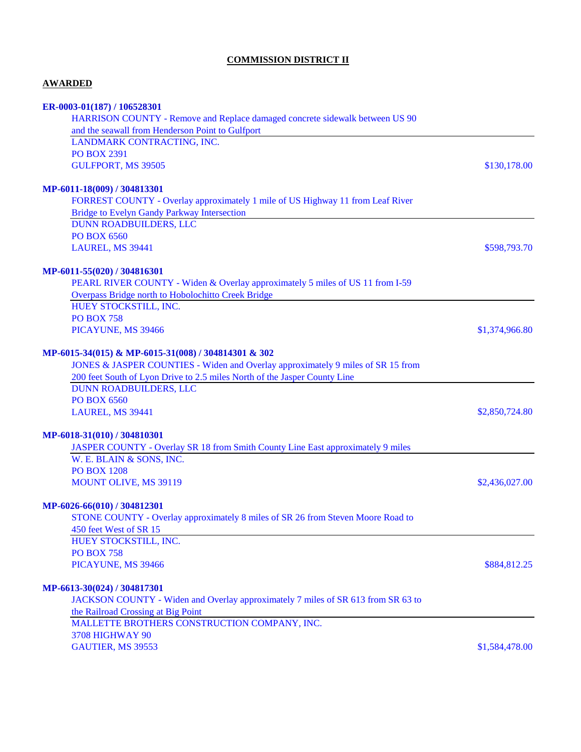# COMMISSION DISTRICT II

## AWARDED

**ER-0003-01(187) / 106528301**

HARRISON COUNTY - Remove and Replace damaged concrete sidewalk between US 90 and the seawall from Henderson Point to Gulfport

LANDMARK CONTRACTING, INC.
PO BOX 2391
GULFPORT, MS 39505 — $130,178.00

**MP-6011-18(009) / 304813301**

FORREST COUNTY - Overlay approximately 1 mile of US Highway 11 from Leaf River Bridge to Evelyn Gandy Parkway Intersection

DUNN ROADBUILDERS, LLC
PO BOX 6560
LAUREL, MS 39441 — $598,793.70

**MP-6011-55(020) / 304816301**

PEARL RIVER COUNTY - Widen & Overlay approximately 5 miles of US 11 from I-59 Overpass Bridge north to Hobolochitto Creek Bridge

HUEY STOCKSTILL, INC.
PO BOX 758
PICAYUNE, MS 39466 — $1,374,966.80

**MP-6015-34(015) & MP-6015-31(008) / 304814301 & 302**

JONES & JASPER COUNTIES - Widen and Overlay approximately 9 miles of SR 15 from 200 feet South of Lyon Drive to 2.5 miles North of the Jasper County Line

DUNN ROADBUILDERS, LLC
PO BOX 6560
LAUREL, MS 39441 — $2,850,724.80

**MP-6018-31(010) / 304810301**

JASPER COUNTY - Overlay SR 18 from Smith County Line East approximately 9 miles

W. E. BLAIN & SONS, INC.
PO BOX 1208
MOUNT OLIVE, MS 39119 — $2,436,027.00

**MP-6026-66(010) / 304812301**

STONE COUNTY - Overlay approximately 8 miles of SR 26 from Steven Moore Road to 450 feet West of SR 15

HUEY STOCKSTILL, INC.
PO BOX 758
PICAYUNE, MS 39466 — $884,812.25

**MP-6613-30(024) / 304817301**

JACKSON COUNTY - Widen and Overlay approximately 7 miles of SR 613 from SR 63 to the Railroad Crossing at Big Point

MALLETTE BROTHERS CONSTRUCTION COMPANY, INC.
3708 HIGHWAY 90
GAUTIER, MS 39553 — $1,584,478.00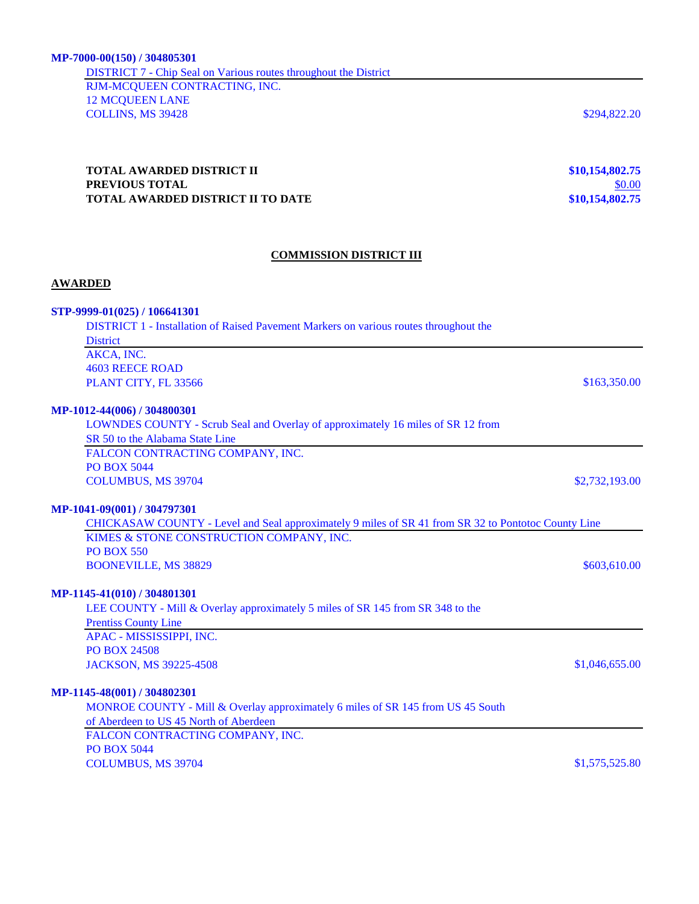**MP-7000-00(150) / 304805301**

DISTRICT 7 - Chip Seal on Various routes throughout the District

RJM-MCQUEEN CONTRACTING, INC.
12 MCQUEEN LANE
COLLINS, MS 39428 — $294,822.20

| | |
|---|---|
| **TOTAL AWARDED DISTRICT II** | **$10,154,802.75** |
| **PREVIOUS TOTAL** | $0.00 |
| **TOTAL AWARDED DISTRICT II TO DATE** | **$10,154,802.75** |

## COMMISSION DISTRICT III

### AWARDED

**STP-9999-01(025) / 106641301**

DISTRICT 1 - Installation of Raised Pavement Markers on various routes throughout the District

AKCA, INC.
4603 REECE ROAD
PLANT CITY, FL 33566 — $163,350.00

**MP-1012-44(006) / 304800301**

LOWNDES COUNTY - Scrub Seal and Overlay of approximately 16 miles of SR 12 from SR 50 to the Alabama State Line

FALCON CONTRACTING COMPANY, INC.
PO BOX 5044
COLUMBUS, MS 39704 — $2,732,193.00

**MP-1041-09(001) / 304797301**

CHICKASAW COUNTY - Level and Seal approximately 9 miles of SR 41 from SR 32 to Pontotoc County Line

KIMES & STONE CONSTRUCTION COMPANY, INC.
PO BOX 550
BOONEVILLE, MS 38829 — $603,610.00

**MP-1145-41(010) / 304801301**

LEE COUNTY - Mill & Overlay approximately 5 miles of SR 145 from SR 348 to the Prentiss County Line

APAC - MISSISSIPPI, INC.
PO BOX 24508
JACKSON, MS 39225-4508 — $1,046,655.00

**MP-1145-48(001) / 304802301**

MONROE COUNTY - Mill & Overlay approximately 6 miles of SR 145 from US 45 South of Aberdeen to US 45 North of Aberdeen

FALCON CONTRACTING COMPANY, INC.
PO BOX 5044
COLUMBUS, MS 39704 — $1,575,525.80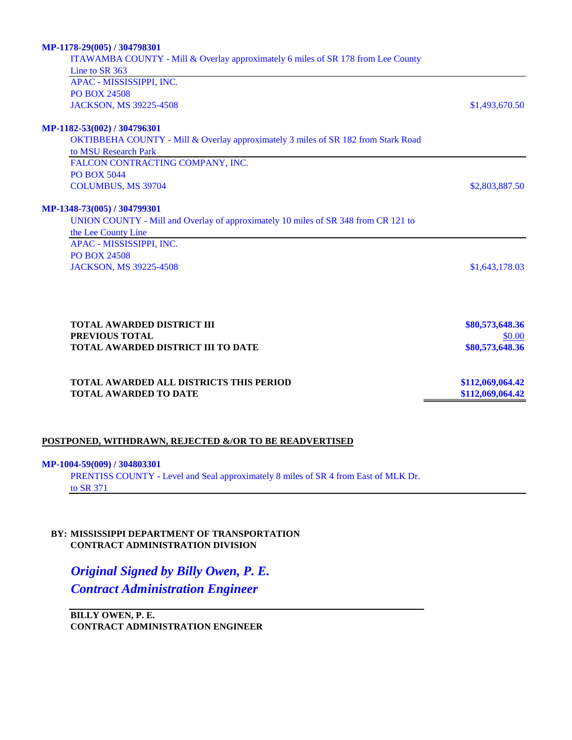**MP-1178-29(005) / 304798301**

ITAWAMBA COUNTY - Mill & Overlay approximately 6 miles of SR 178 from Lee County Line to SR 363

APAC - MISSISSIPPI, INC.
PO BOX 24508
JACKSON, MS 39225-4508 — $1,493,670.50

**MP-1182-53(002) / 304796301**

OKTIBBEHA COUNTY - Mill & Overlay approximately 3 miles of SR 182 from Stark Road to MSU Research Park

FALCON CONTRACTING COMPANY, INC.
PO BOX 5044
COLUMBUS, MS 39704 — $2,803,887.50

**MP-1348-73(005) / 304799301**

UNION COUNTY - Mill and Overlay of approximately 10 miles of SR 348 from CR 121 to the Lee County Line

APAC - MISSISSIPPI, INC.
PO BOX 24508
JACKSON, MS 39225-4508 — $1,643,178.03

| | |
|---|---|
| **TOTAL AWARDED DISTRICT III** | **$80,573,648.36** |
| **PREVIOUS TOTAL** | $0.00 |
| **TOTAL AWARDED DISTRICT III TO DATE** | **$80,573,648.36** |
| **TOTAL AWARDED ALL DISTRICTS THIS PERIOD** | **$112,069,064.42** |
| **TOTAL AWARDED TO DATE** | **$112,069,064.42** |

**POSTPONED, WITHDRAWN, REJECTED &/OR TO BE READVERTISED**

**MP-1004-59(009) / 304803301**

PRENTISS COUNTY - Level and Seal approximately 8 miles of SR 4 from East of MLK Dr. to SR 371

**BY: MISSISSIPPI DEPARTMENT OF TRANSPORTATION**
**CONTRACT ADMINISTRATION DIVISION**

***Original Signed by Billy Owen, P. E.***
***Contract Administration Engineer***

**BILLY OWEN, P. E.**
**CONTRACT ADMINISTRATION ENGINEER**